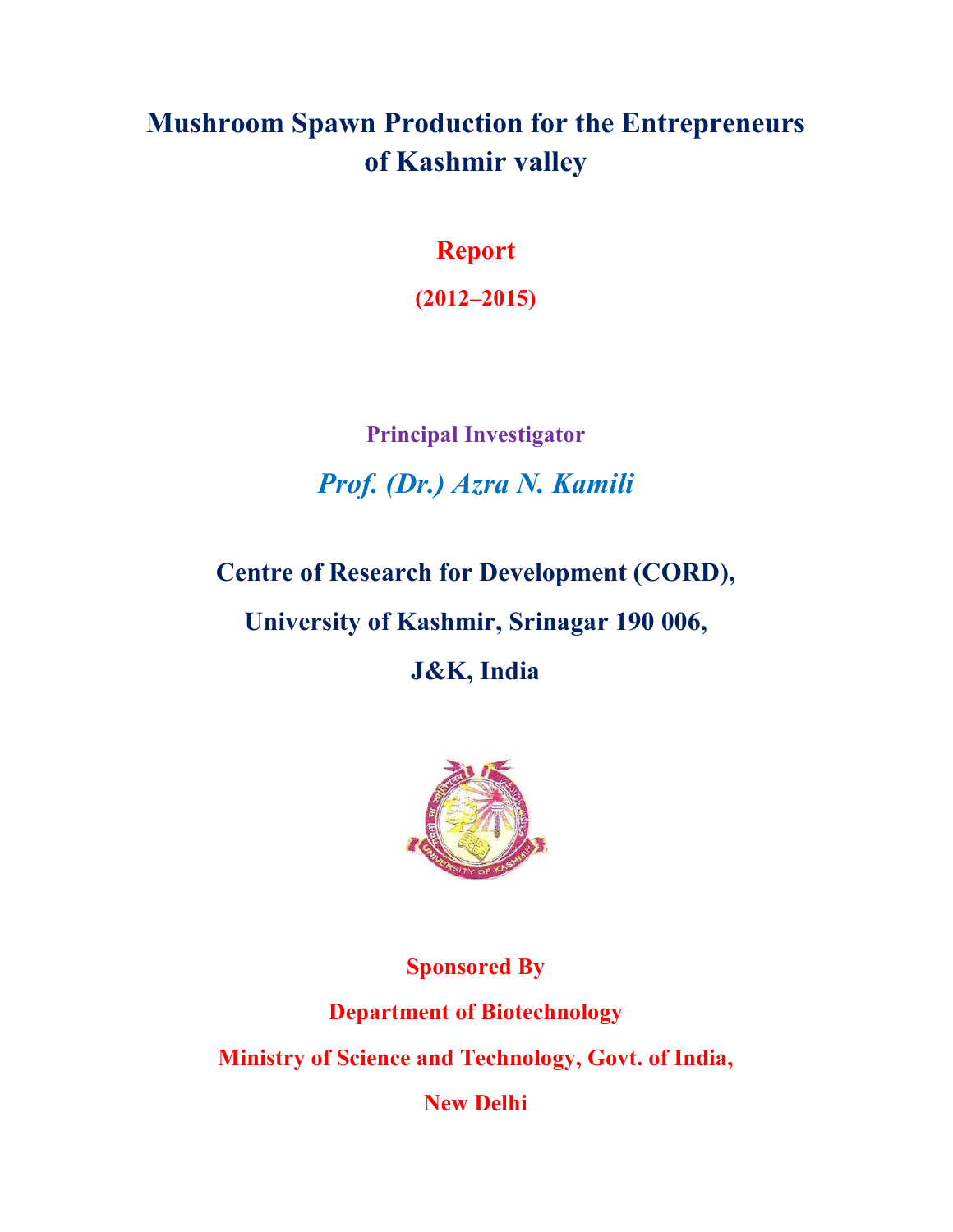# Mushroom Spawn Production for the Entrepreneurs of Kashmir valley

**Report**

**(2012–2015)**

**Principal Investigator**

***Prof. (Dr.) Azra N. Kamili***

**Centre of Research for Development (CORD),**

**University of Kashmir, Srinagar 190 006,**

**J&K, India**

**Sponsored By**

**Department of Biotechnology**

**Ministry of Science and Technology, Govt. of India,**

**New Delhi**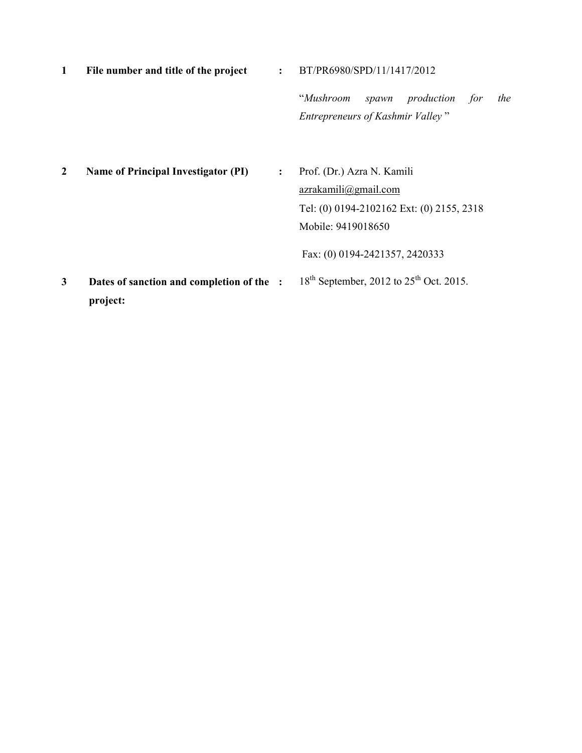| | | | |
|---|---|---|---|
| **1** | **File number and title of the project** | **:** | BT/PR6980/SPD/11/1417/2012<br><br>"*Mushroom spawn production for the Entrepreneurs of Kashmir Valley* " |
| **2** | **Name of Principal Investigator (PI)** | **:** | Prof. (Dr.) Azra N. Kamili<br>azrakamili@gmail.com<br>Tel: (0) 0194-2102162 Ext: (0) 2155, 2318<br>Mobile: 9419018650<br><br>Fax: (0) 0194-2421357, 2420333 |
| **3** | **Dates of sanction and completion of the project:** | **:** | 18th September, 2012 to 25th Oct. 2015. |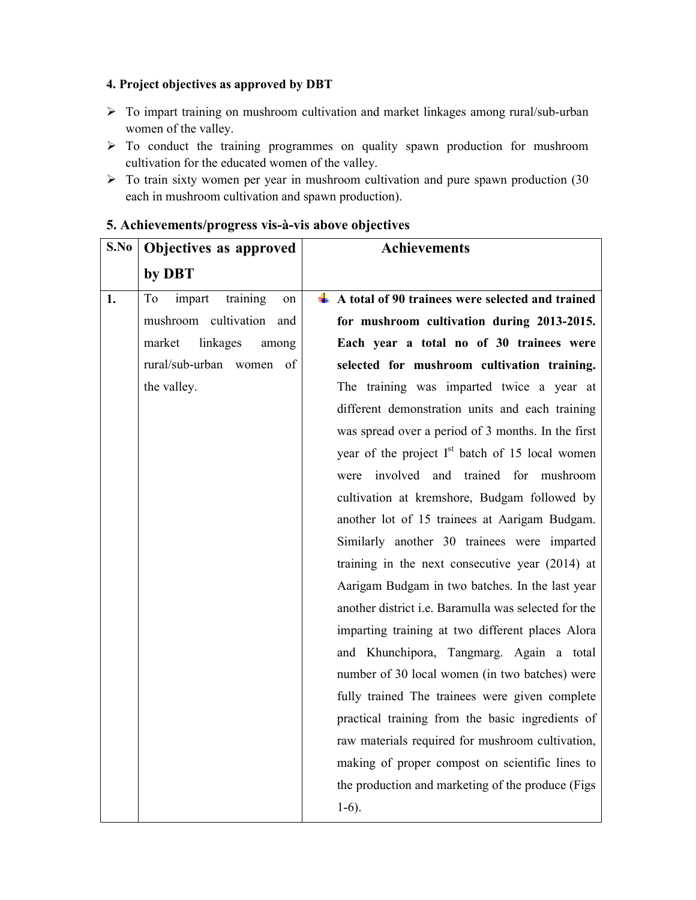#### 4. Project objectives as approved by DBT

- To impart training on mushroom cultivation and market linkages among rural/sub-urban women of the valley.
- To conduct the training programmes on quality spawn production for mushroom cultivation for the educated women of the valley.
- To train sixty women per year in mushroom cultivation and pure spawn production (30 each in mushroom cultivation and spawn production).

#### 5. Achievements/progress vis-à-vis above objectives

| S.No | Objectives as approved by DBT | Achievements |
|---|---|---|
| 1. | To impart training on mushroom cultivation and market linkages among rural/sub-urban women of the valley. | **A total of 90 trainees were selected and trained for mushroom cultivation during 2013-2015. Each year a total no of 30 trainees were selected for mushroom cultivation training.** The training was imparted twice a year at different demonstration units and each training was spread over a period of 3 months. In the first year of the project I[st] batch of 15 local women were involved and trained for mushroom cultivation at kremshore, Budgam followed by another lot of 15 trainees at Aarigam Budgam. Similarly another 30 trainees were imparted training in the next consecutive year (2014) at Aarigam Budgam in two batches. In the last year another district i.e. Baramulla was selected for the imparting training at two different places Alora and Khunchipora, Tangmarg. Again a total number of 30 local women (in two batches) were fully trained The trainees were given complete practical training from the basic ingredients of raw materials required for mushroom cultivation, making of proper compost on scientific lines to the production and marketing of the produce (Figs 1-6). |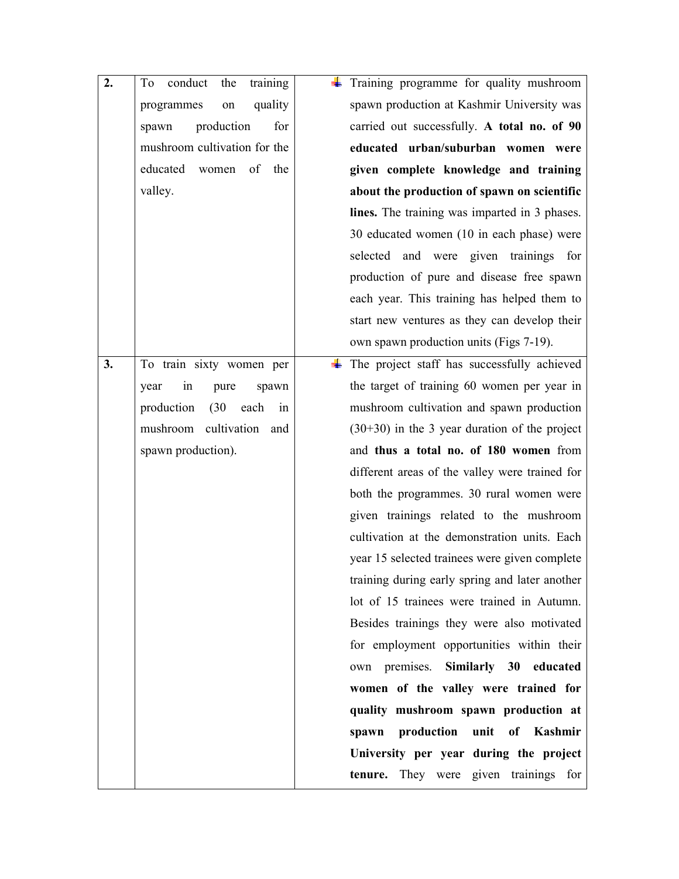| | | |
|---|---|---|
| **2.** | To conduct the training programmes on quality spawn production for mushroom cultivation for the educated women of the valley. | Training programme for quality mushroom spawn production at Kashmir University was carried out successfully. **A total no. of 90 educated urban/suburban women were given complete knowledge and training about the production of spawn on scientific lines.** The training was imparted in 3 phases. 30 educated women (10 in each phase) were selected and were given trainings for production of pure and disease free spawn each year. This training has helped them to start new ventures as they can develop their own spawn production units (Figs 7-19). |
| **3.** | To train sixty women per year in pure spawn production (30 each in mushroom cultivation and spawn production). | The project staff has successfully achieved the target of training 60 women per year in mushroom cultivation and spawn production (30+30) in the 3 year duration of the project and **thus a total no. of 180 women** from different areas of the valley were trained for both the programmes. 30 rural women were given trainings related to the mushroom cultivation at the demonstration units. Each year 15 selected trainees were given complete training during early spring and later another lot of 15 trainees were trained in Autumn. Besides trainings they were also motivated for employment opportunities within their own premises. **Similarly 30 educated women of the valley were trained for quality mushroom spawn production at spawn production unit of Kashmir University per year during the project tenure.** They were given trainings for |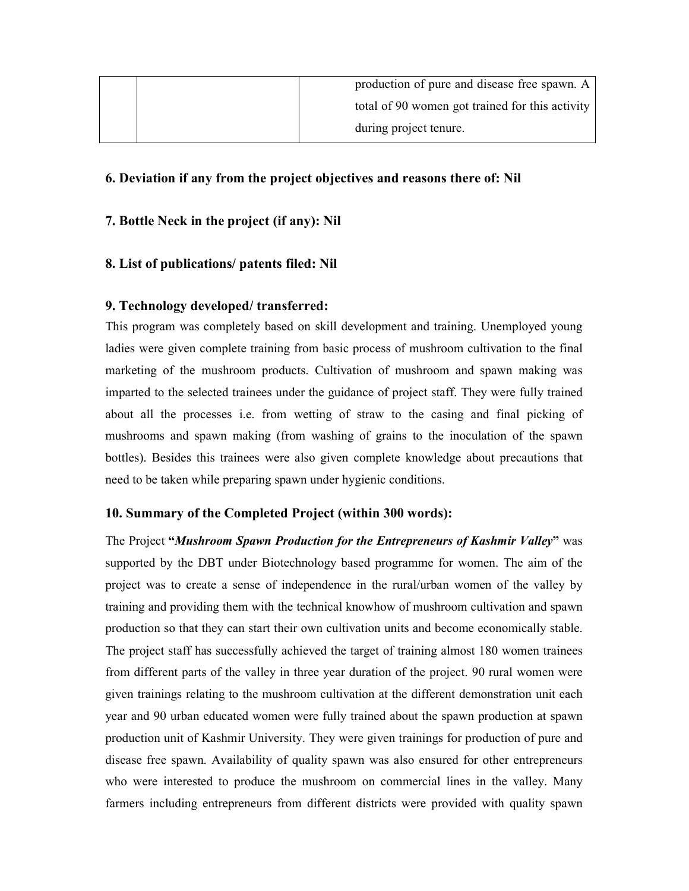| | | production of pure and disease free spawn. A total of 90 women got trained for this activity during project tenure. |
|---|---|---|

**6. Deviation if any from the project objectives and reasons there of: Nil**

**7. Bottle Neck in the project (if any): Nil**

**8. List of publications/ patents filed: Nil**

**9. Technology developed/ transferred:**

This program was completely based on skill development and training. Unemployed young ladies were given complete training from basic process of mushroom cultivation to the final marketing of the mushroom products. Cultivation of mushroom and spawn making was imparted to the selected trainees under the guidance of project staff. They were fully trained about all the processes i.e. from wetting of straw to the casing and final picking of mushrooms and spawn making (from washing of grains to the inoculation of the spawn bottles). Besides this trainees were also given complete knowledge about precautions that need to be taken while preparing spawn under hygienic conditions.

**10. Summary of the Completed Project (within 300 words):**

The Project **"*Mushroom Spawn Production for the Entrepreneurs of Kashmir Valley*"** was supported by the DBT under Biotechnology based programme for women. The aim of the project was to create a sense of independence in the rural/urban women of the valley by training and providing them with the technical knowhow of mushroom cultivation and spawn production so that they can start their own cultivation units and become economically stable. The project staff has successfully achieved the target of training almost 180 women trainees from different parts of the valley in three year duration of the project. 90 rural women were given trainings relating to the mushroom cultivation at the different demonstration unit each year and 90 urban educated women were fully trained about the spawn production at spawn production unit of Kashmir University. They were given trainings for production of pure and disease free spawn. Availability of quality spawn was also ensured for other entrepreneurs who were interested to produce the mushroom on commercial lines in the valley. Many farmers including entrepreneurs from different districts were provided with quality spawn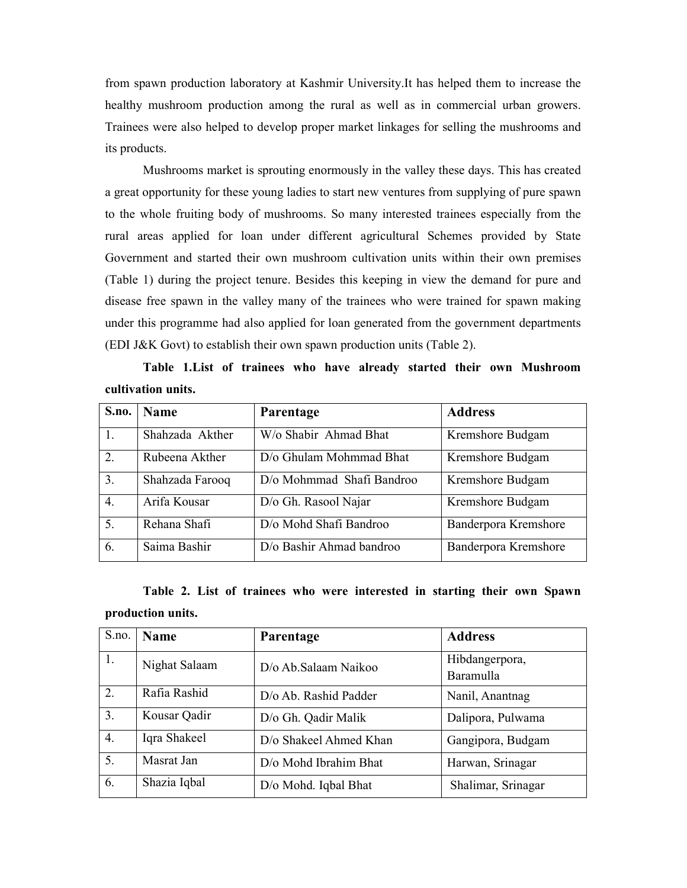from spawn production laboratory at Kashmir University.It has helped them to increase the healthy mushroom production among the rural as well as in commercial urban growers. Trainees were also helped to develop proper market linkages for selling the mushrooms and its products.

Mushrooms market is sprouting enormously in the valley these days. This has created a great opportunity for these young ladies to start new ventures from supplying of pure spawn to the whole fruiting body of mushrooms. So many interested trainees especially from the rural areas applied for loan under different agricultural Schemes provided by State Government and started their own mushroom cultivation units within their own premises (Table 1) during the project tenure. Besides this keeping in view the demand for pure and disease free spawn in the valley many of the trainees who were trained for spawn making under this programme had also applied for loan generated from the government departments (EDI J&K Govt) to establish their own spawn production units (Table 2).

**Table 1.List of trainees who have already started their own Mushroom cultivation units.**

| S.no. | Name | Parentage | Address |
|---|---|---|---|
| 1. | Shahzada Akther | W/o Shabir Ahmad Bhat | Kremshore Budgam |
| 2. | Rubeena Akther | D/o Ghulam Mohmmad Bhat | Kremshore Budgam |
| 3. | Shahzada Farooq | D/o Mohmmad Shafi Bandroo | Kremshore Budgam |
| 4. | Arifa Kousar | D/o Gh. Rasool Najar | Kremshore Budgam |
| 5. | Rehana Shafi | D/o Mohd Shafi Bandroo | Banderpora Kremshore |
| 6. | Saima Bashir | D/o Bashir Ahmad bandroo | Banderpora Kremshore |

**Table 2. List of trainees who were interested in starting their own Spawn production units.**

| S.no. | Name | Parentage | Address |
|---|---|---|---|
| 1. | Nighat Salaam | D/o Ab.Salaam Naikoo | Hibdangerpora, Baramulla |
| 2. | Rafia Rashid | D/o Ab. Rashid Padder | Nanil, Anantnag |
| 3. | Kousar Qadir | D/o Gh. Qadir Malik | Dalipora, Pulwama |
| 4. | Iqra Shakeel | D/o Shakeel Ahmed Khan | Gangipora, Budgam |
| 5. | Masrat Jan | D/o Mohd Ibrahim Bhat | Harwan, Srinagar |
| 6. | Shazia Iqbal | D/o Mohd. Iqbal Bhat | Shalimar, Srinagar |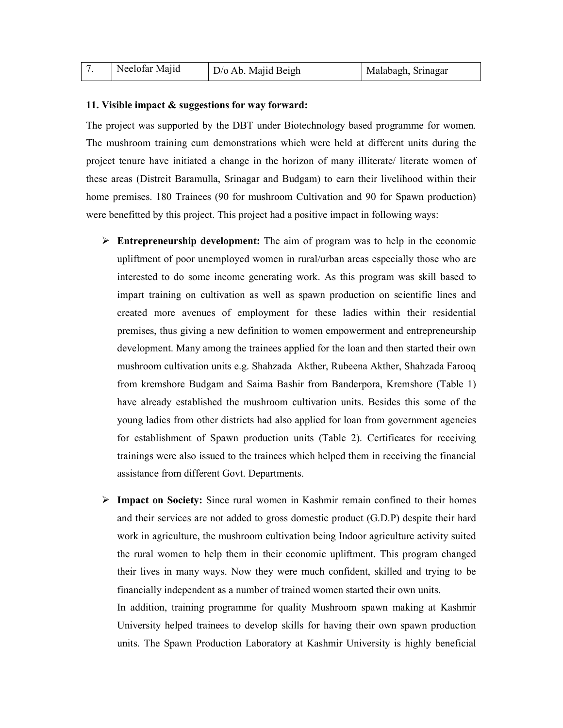| 7. | Neelofar Majid | D/o Ab. Majid Beigh | Malabagh, Srinagar |
|---|---|---|---|

**11. Visible impact & suggestions for way forward:**

The project was supported by the DBT under Biotechnology based programme for women. The mushroom training cum demonstrations which were held at different units during the project tenure have initiated a change in the horizon of many illiterate/ literate women of these areas (Distrcit Baramulla, Srinagar and Budgam) to earn their livelihood within their home premises. 180 Trainees (90 for mushroom Cultivation and 90 for Spawn production) were benefitted by this project. This project had a positive impact in following ways:

- **Entrepreneurship development:** The aim of program was to help in the economic upliftment of poor unemployed women in rural/urban areas especially those who are interested to do some income generating work. As this program was skill based to impart training on cultivation as well as spawn production on scientific lines and created more avenues of employment for these ladies within their residential premises, thus giving a new definition to women empowerment and entrepreneurship development. Many among the trainees applied for the loan and then started their own mushroom cultivation units e.g. Shahzada Akther, Rubeena Akther, Shahzada Farooq from kremshore Budgam and Saima Bashir from Banderpora, Kremshore (Table 1) have already established the mushroom cultivation units. Besides this some of the young ladies from other districts had also applied for loan from government agencies for establishment of Spawn production units (Table 2). Certificates for receiving trainings were also issued to the trainees which helped them in receiving the financial assistance from different Govt. Departments.

- **Impact on Society:** Since rural women in Kashmir remain confined to their homes and their services are not added to gross domestic product (G.D.P) despite their hard work in agriculture, the mushroom cultivation being Indoor agriculture activity suited the rural women to help them in their economic upliftment. This program changed their lives in many ways. Now they were much confident, skilled and trying to be financially independent as a number of trained women started their own units.

  In addition, training programme for quality Mushroom spawn making at Kashmir University helped trainees to develop skills for having their own spawn production units. The Spawn Production Laboratory at Kashmir University is highly beneficial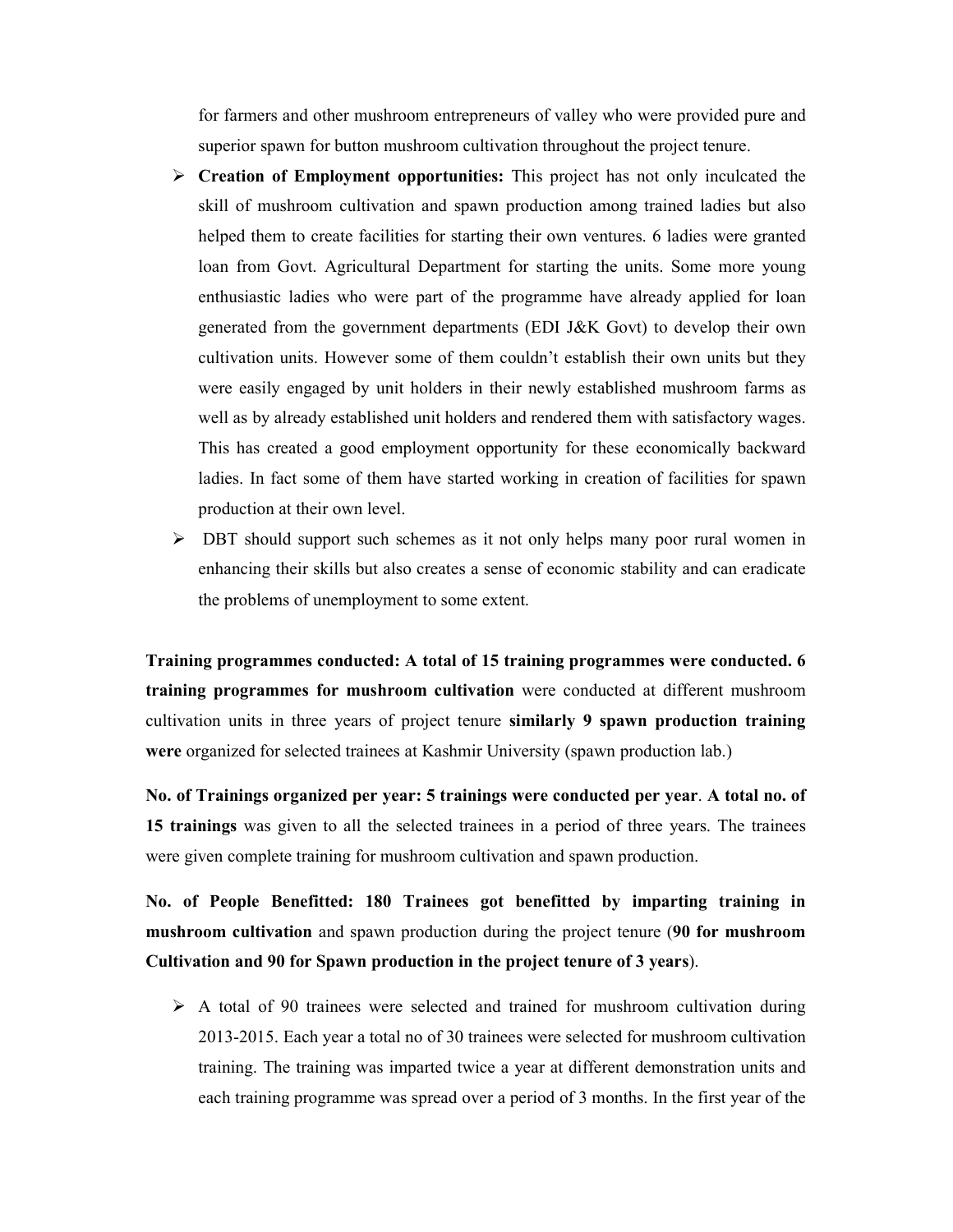for farmers and other mushroom entrepreneurs of valley who were provided pure and superior spawn for button mushroom cultivation throughout the project tenure.

- **Creation of Employment opportunities:** This project has not only inculcated the skill of mushroom cultivation and spawn production among trained ladies but also helped them to create facilities for starting their own ventures. 6 ladies were granted loan from Govt. Agricultural Department for starting the units. Some more young enthusiastic ladies who were part of the programme have already applied for loan generated from the government departments (EDI J&K Govt) to develop their own cultivation units. However some of them couldn't establish their own units but they were easily engaged by unit holders in their newly established mushroom farms as well as by already established unit holders and rendered them with satisfactory wages. This has created a good employment opportunity for these economically backward ladies. In fact some of them have started working in creation of facilities for spawn production at their own level.
- DBT should support such schemes as it not only helps many poor rural women in enhancing their skills but also creates a sense of economic stability and can eradicate the problems of unemployment to some extent.

**Training programmes conducted: A total of 15 training programmes were conducted. 6 training programmes for mushroom cultivation** were conducted at different mushroom cultivation units in three years of project tenure **similarly 9 spawn production training were** organized for selected trainees at Kashmir University (spawn production lab.)

**No. of Trainings organized per year: 5 trainings were conducted per year**. **A total no. of 15 trainings** was given to all the selected trainees in a period of three years. The trainees were given complete training for mushroom cultivation and spawn production.

**No. of People Benefitted: 180 Trainees got benefitted by imparting training in mushroom cultivation** and spawn production during the project tenure (**90 for mushroom Cultivation and 90 for Spawn production in the project tenure of 3 years**).

- A total of 90 trainees were selected and trained for mushroom cultivation during 2013-2015. Each year a total no of 30 trainees were selected for mushroom cultivation training. The training was imparted twice a year at different demonstration units and each training programme was spread over a period of 3 months. In the first year of the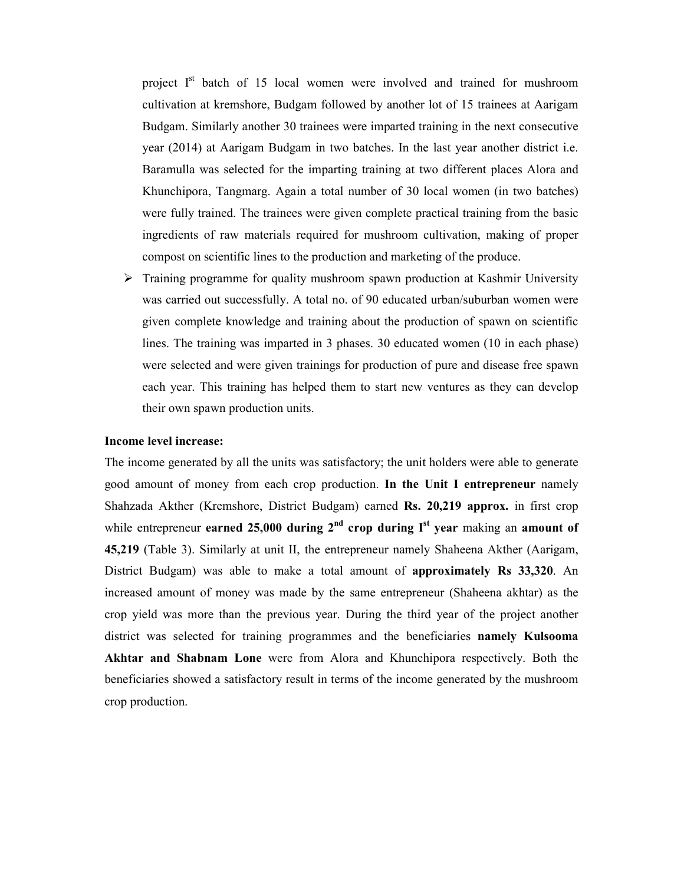project I[st] batch of 15 local women were involved and trained for mushroom cultivation at kremshore, Budgam followed by another lot of 15 trainees at Aarigam Budgam. Similarly another 30 trainees were imparted training in the next consecutive year (2014) at Aarigam Budgam in two batches. In the last year another district i.e. Baramulla was selected for the imparting training at two different places Alora and Khunchipora, Tangmarg. Again a total number of 30 local women (in two batches) were fully trained. The trainees were given complete practical training from the basic ingredients of raw materials required for mushroom cultivation, making of proper compost on scientific lines to the production and marketing of the produce.

- Training programme for quality mushroom spawn production at Kashmir University was carried out successfully. A total no. of 90 educated urban/suburban women were given complete knowledge and training about the production of spawn on scientific lines. The training was imparted in 3 phases. 30 educated women (10 in each phase) were selected and were given trainings for production of pure and disease free spawn each year. This training has helped them to start new ventures as they can develop their own spawn production units.

**Income level increase:**

The income generated by all the units was satisfactory; the unit holders were able to generate good amount of money from each crop production. **In the Unit I entrepreneur** namely Shahzada Akther (Kremshore, District Budgam) earned **Rs. 20,219 approx.** in first crop while entrepreneur **earned 25,000 during 2[nd] crop during I[st] year** making an **amount of 45,219** (Table 3). Similarly at unit II, the entrepreneur namely Shaheena Akther (Aarigam, District Budgam) was able to make a total amount of **approximately Rs 33,320**. An increased amount of money was made by the same entrepreneur (Shaheena akhtar) as the crop yield was more than the previous year. During the third year of the project another district was selected for training programmes and the beneficiaries **namely Kulsooma Akhtar and Shabnam Lone** were from Alora and Khunchipora respectively. Both the beneficiaries showed a satisfactory result in terms of the income generated by the mushroom crop production.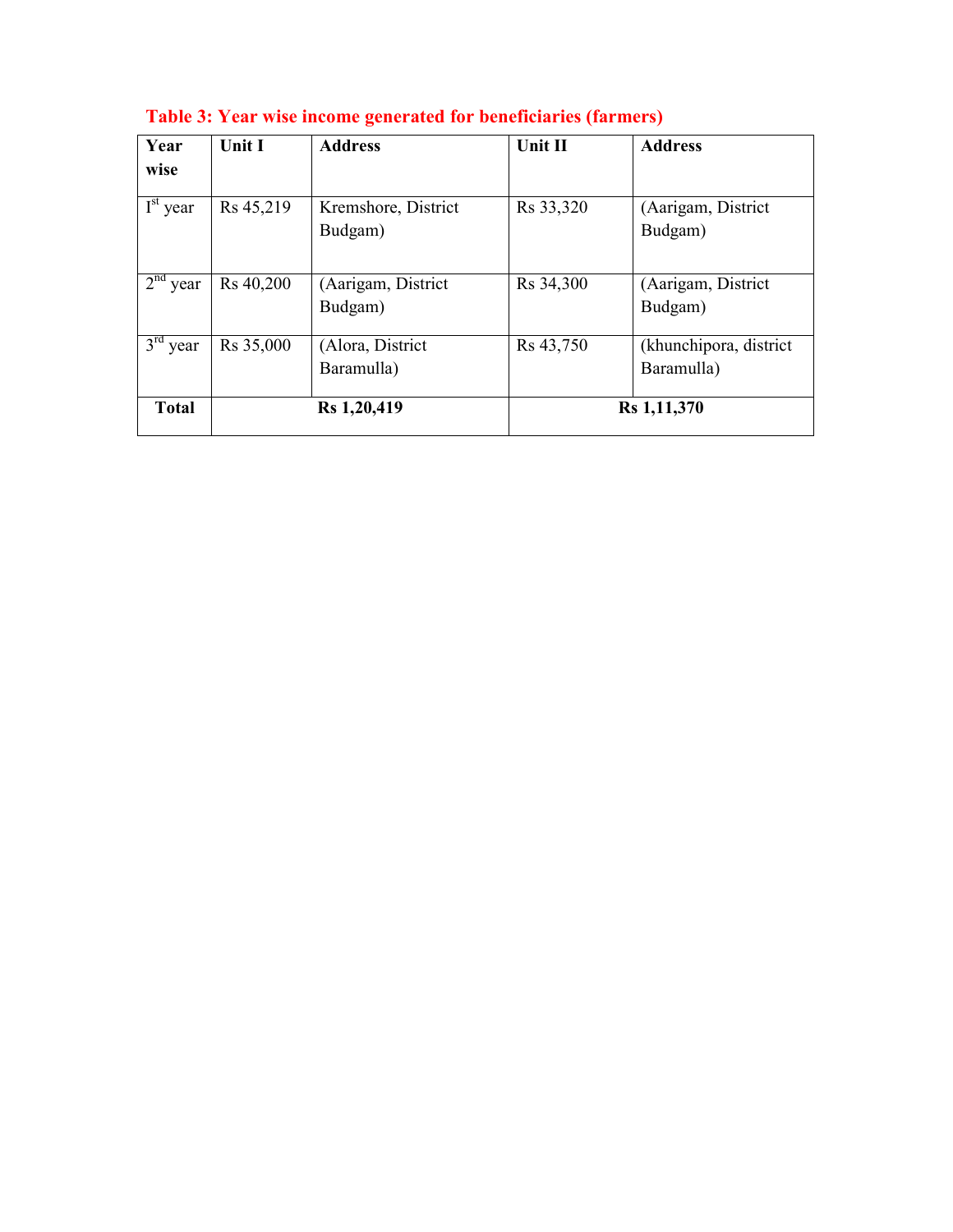**Table 3: Year wise income generated for beneficiaries (farmers)**

| Year wise | Unit I | Address | Unit II | Address |
|---|---|---|---|---|
| I[st] year | Rs 45,219 | Kremshore, District Budgam) | Rs 33,320 | (Aarigam, District Budgam) |
| 2[nd] year | Rs 40,200 | (Aarigam, District Budgam) | Rs 34,300 | (Aarigam, District Budgam) |
| 3[rd] year | Rs 35,000 | (Alora, District Baramulla) | Rs 43,750 | (khunchipora, district Baramulla) |
| **Total** | **Rs 1,20,419** | | **Rs 1,11,370** | |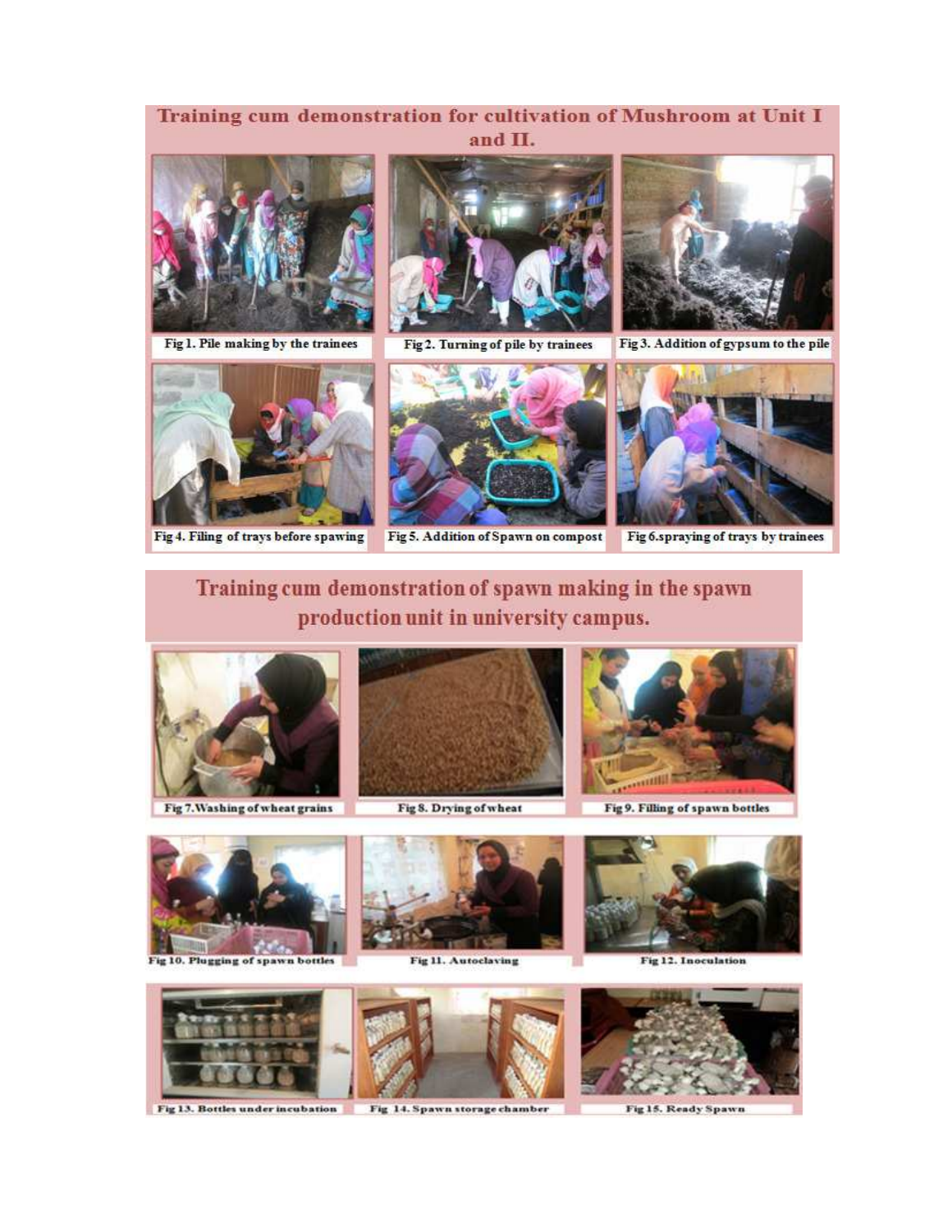## Training cum demonstration for cultivation of Mushroom at Unit I and II.

Fig 1. Pile making by the trainees

Fig 2. Turning of pile by trainees

Fig 3. Addition of gypsum to the pile

Fig 4. Filing of trays before spawing

Fig 5. Addition of Spawn on compost

Fig 6.spraying of trays by trainees

## Training cum demonstration of spawn making in the spawn production unit in university campus.

Fig 7.Washing of wheat grains

Fig 8. Drying of wheat

Fig 9. Filling of spawn bottles

Fig 10. Plugging of spawn bottles

Fig 11. Autoclaving

Fig 12. Inoculation

Fig 13. Bottles under incubation

Fig 14. Spawn storage chamber

Fig 15. Ready Spawn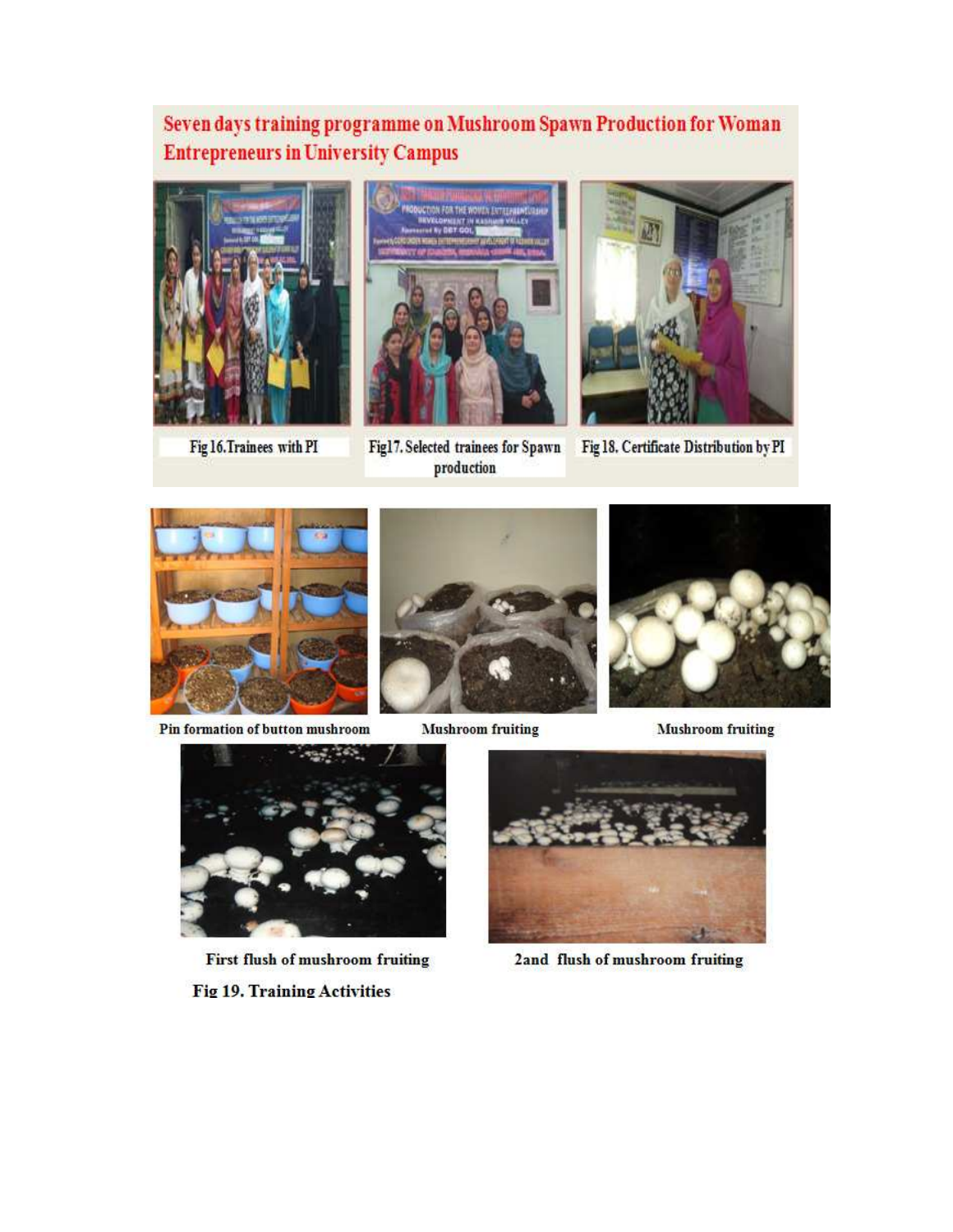## Seven days training programme on Mushroom Spawn Production for Woman Entrepreneurs in University Campus

Fig 16. Trainees with PI

Fig17. Selected trainees for Spawn production

Fig 18. Certificate Distribution by PI

Pin formation of button mushroom

Mushroom fruiting

Mushroom fruiting

First flush of mushroom fruiting

2and flush of mushroom fruiting

**Fig 19. Training Activities**